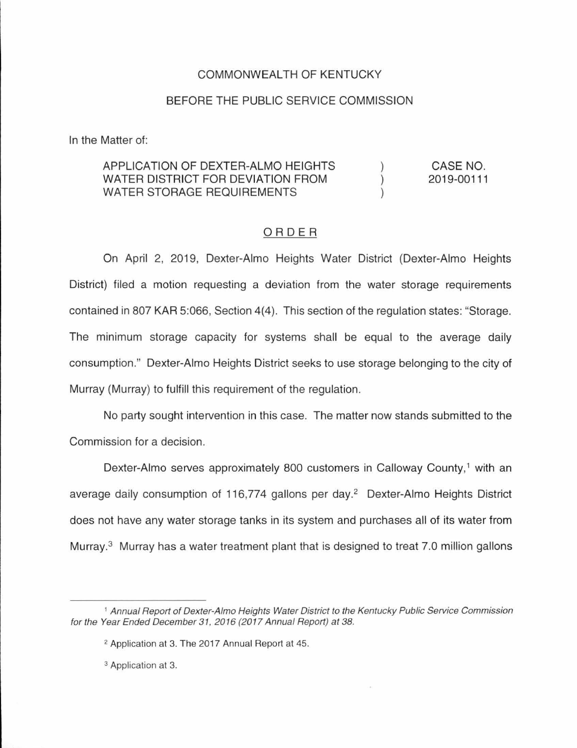COMMONWEALTH OF KENTUCKY

BEFORE THE PUBLIC SERVICE COMMISSION

In the Matter of:

| | | |
|---|---|---|
| APPLICATION OF DEXTER-ALMO HEIGHTS WATER DISTRICT FOR DEVIATION FROM WATER STORAGE REQUIREMENTS | ) ) ) | CASE NO. 2019-00111 |

## ORDER

On April 2, 2019, Dexter-Almo Heights Water District (Dexter-Almo Heights District) filed a motion requesting a deviation from the water storage requirements contained in 807 KAR 5:066, Section 4(4). This section of the regulation states: "Storage. The minimum storage capacity for systems shall be equal to the average daily consumption." Dexter-Almo Heights District seeks to use storage belonging to the city of Murray (Murray) to fulfill this requirement of the regulation.

No party sought intervention in this case. The matter now stands submitted to the Commission for a decision.

Dexter-Almo serves approximately 800 customers in Calloway County,[1] with an average daily consumption of 116,774 gallons per day.[2] Dexter-Almo Heights District does not have any water storage tanks in its system and purchases all of its water from Murray.[3] Murray has a water treatment plant that is designed to treat 7.0 million gallons

---

[1] *Annual Report of Dexter-Almo Heights Water District to the Kentucky Public Service Commission for the Year Ended December 31, 2016 (2017 Annual Report) at 38.*

[2] Application at 3. The 2017 Annual Report at 45.

[3] Application at 3.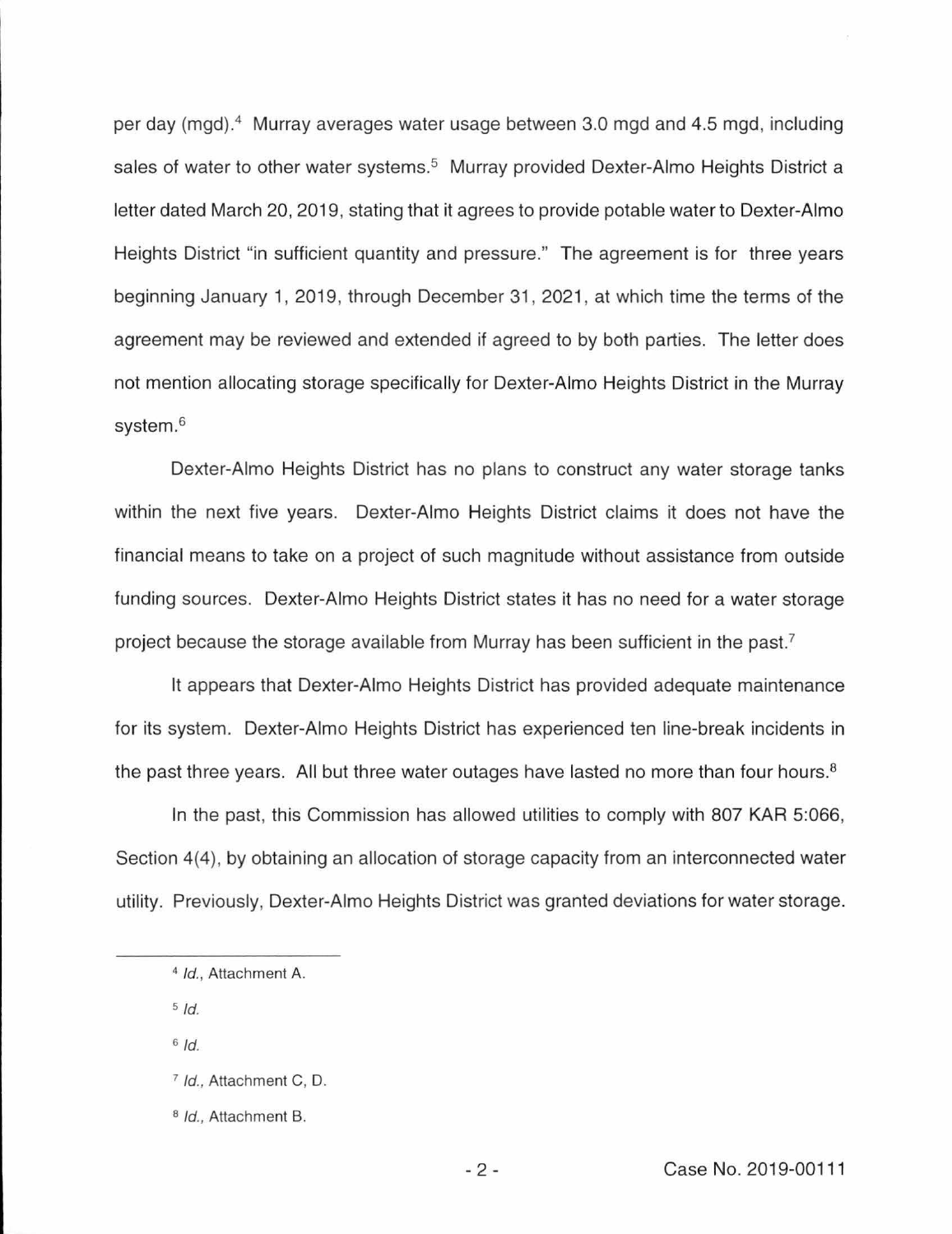per day (mgd).[4] Murray averages water usage between 3.0 mgd and 4.5 mgd, including sales of water to other water systems.[5] Murray provided Dexter-Almo Heights District a letter dated March 20, 2019, stating that it agrees to provide potable water to Dexter-Almo Heights District "in sufficient quantity and pressure." The agreement is for three years beginning January 1, 2019, through December 31, 2021, at which time the terms of the agreement may be reviewed and extended if agreed to by both parties. The letter does not mention allocating storage specifically for Dexter-Almo Heights District in the Murray system.[6]

Dexter-Almo Heights District has no plans to construct any water storage tanks within the next five years. Dexter-Almo Heights District claims it does not have the financial means to take on a project of such magnitude without assistance from outside funding sources. Dexter-Almo Heights District states it has no need for a water storage project because the storage available from Murray has been sufficient in the past.[7]

It appears that Dexter-Almo Heights District has provided adequate maintenance for its system. Dexter-Almo Heights District has experienced ten line-break incidents in the past three years. All but three water outages have lasted no more than four hours.[8]

In the past, this Commission has allowed utilities to comply with 807 KAR 5:066, Section 4(4), by obtaining an allocation of storage capacity from an interconnected water utility. Previously, Dexter-Almo Heights District was granted deviations for water storage.

---

[4] *Id.*, Attachment A.

[5] *Id.*

[6] *Id.*

[7] *Id.*, Attachment C, D.

[8] *Id.*, Attachment B.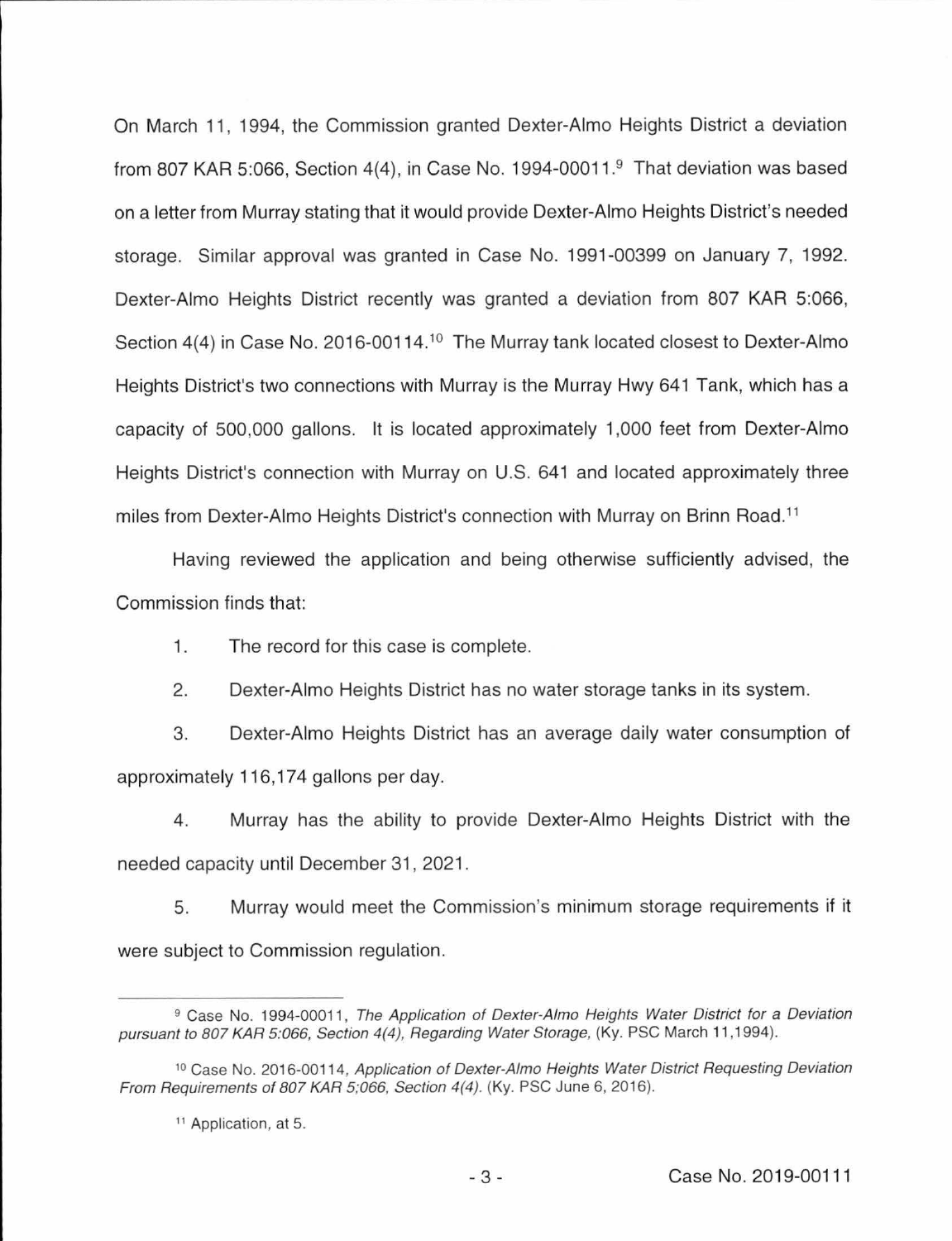On March 11, 1994, the Commission granted Dexter-Almo Heights District a deviation from 807 KAR 5:066, Section 4(4), in Case No. 1994-00011.[9] That deviation was based on a letter from Murray stating that it would provide Dexter-Almo Heights District's needed storage. Similar approval was granted in Case No. 1991-00399 on January 7, 1992. Dexter-Almo Heights District recently was granted a deviation from 807 KAR 5:066, Section 4(4) in Case No. 2016-00114.[10] The Murray tank located closest to Dexter-Almo Heights District's two connections with Murray is the Murray Hwy 641 Tank, which has a capacity of 500,000 gallons. It is located approximately 1,000 feet from Dexter-Almo Heights District's connection with Murray on U.S. 641 and located approximately three miles from Dexter-Almo Heights District's connection with Murray on Brinn Road.[11]

Having reviewed the application and being otherwise sufficiently advised, the Commission finds that:

1. The record for this case is complete.

2. Dexter-Almo Heights District has no water storage tanks in its system.

3. Dexter-Almo Heights District has an average daily water consumption of approximately 116,174 gallons per day.

4. Murray has the ability to provide Dexter-Almo Heights District with the needed capacity until December 31, 2021.

5. Murray would meet the Commission's minimum storage requirements if it were subject to Commission regulation.

---

[9] Case No. 1994-00011, *The Application of Dexter-Almo Heights Water District for a Deviation pursuant to 807 KAR 5:066, Section 4(4), Regarding Water Storage,* (Ky. PSC March 11,1994).

[10] Case No. 2016-00114, *Application of Dexter-Almo Heights Water District Requesting Deviation From Requirements of 807 KAR 5;066, Section 4(4).* (Ky. PSC June 6, 2016).

[11] Application, at 5.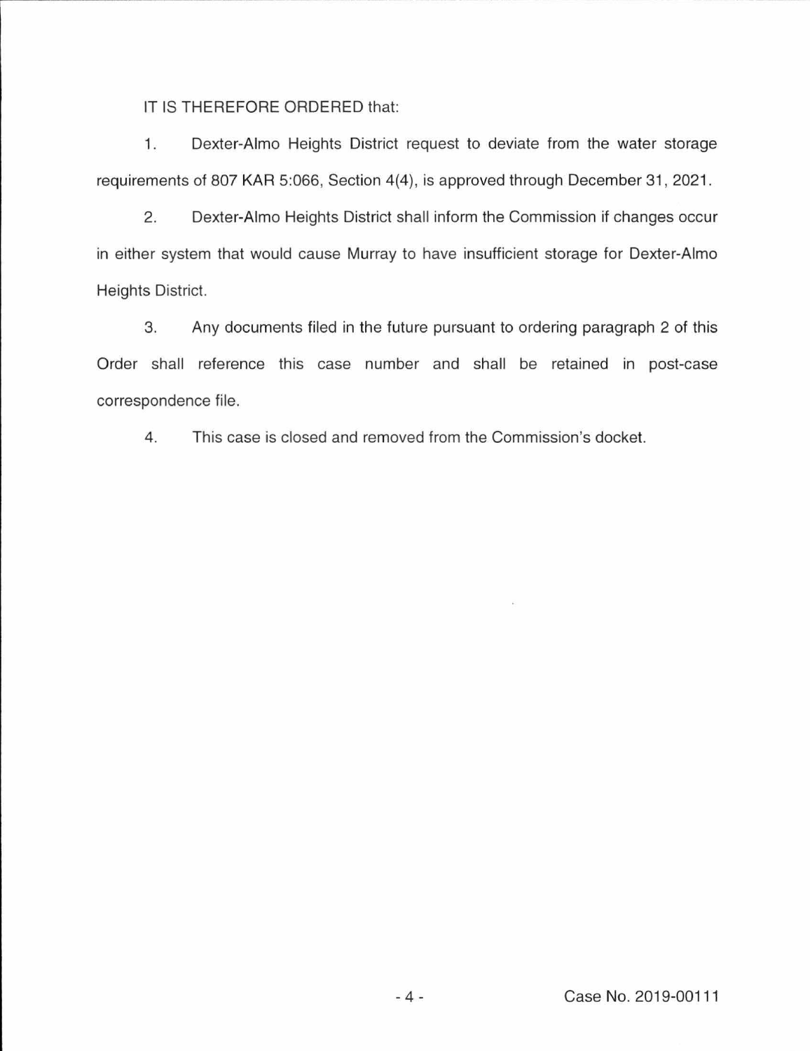IT IS THEREFORE ORDERED that:

1. Dexter-Almo Heights District request to deviate from the water storage requirements of 807 KAR 5:066, Section 4(4), is approved through December 31, 2021.

2. Dexter-Almo Heights District shall inform the Commission if changes occur in either system that would cause Murray to have insufficient storage for Dexter-Almo Heights District.

3. Any documents filed in the future pursuant to ordering paragraph 2 of this Order shall reference this case number and shall be retained in post-case correspondence file.

4. This case is closed and removed from the Commission's docket.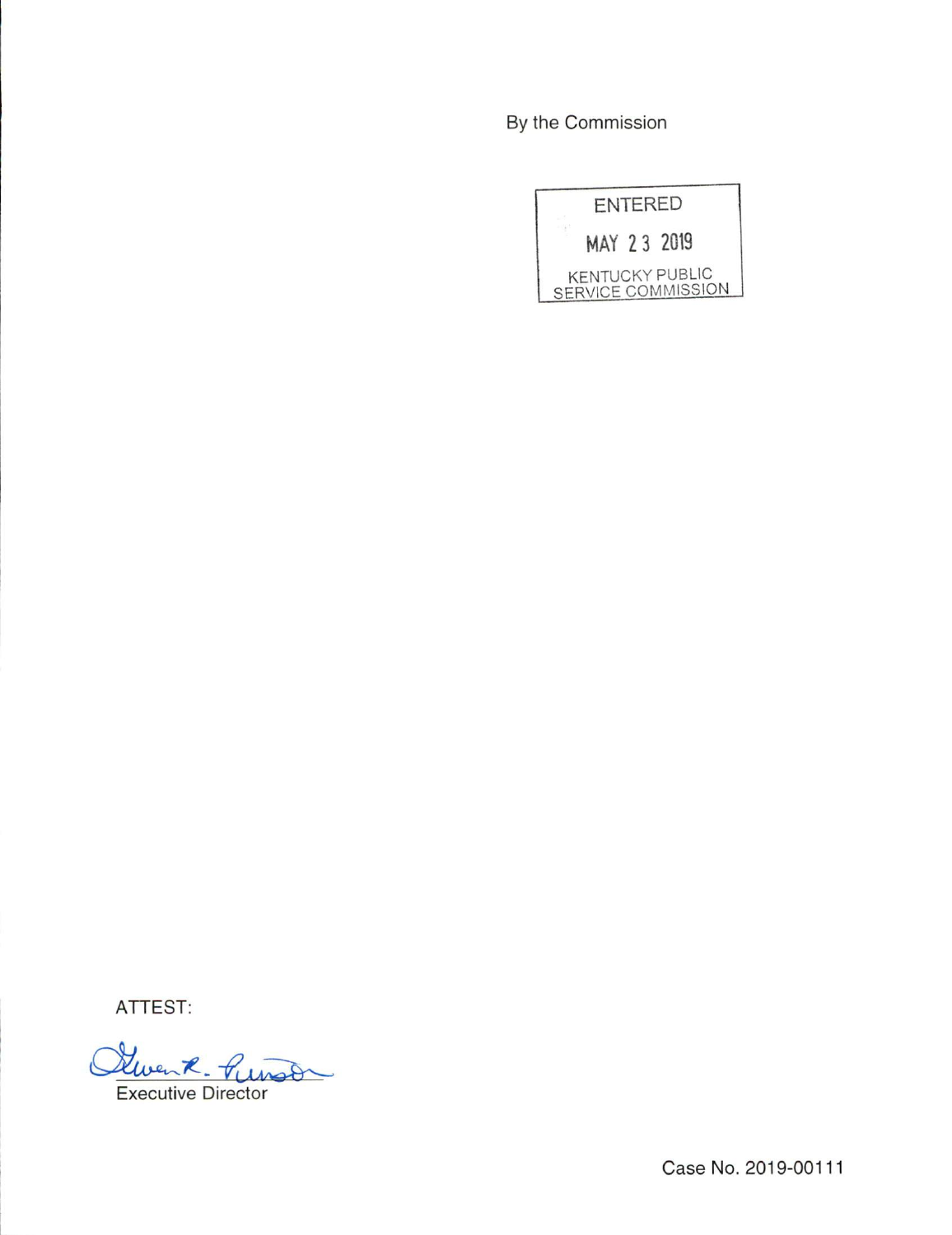By the Commission

ENTERED

MAY 23 2019

KENTUCKY PUBLIC SERVICE COMMISSION

ATTEST:

Gwen R. Pinson

Executive Director

Case No. 2019-00111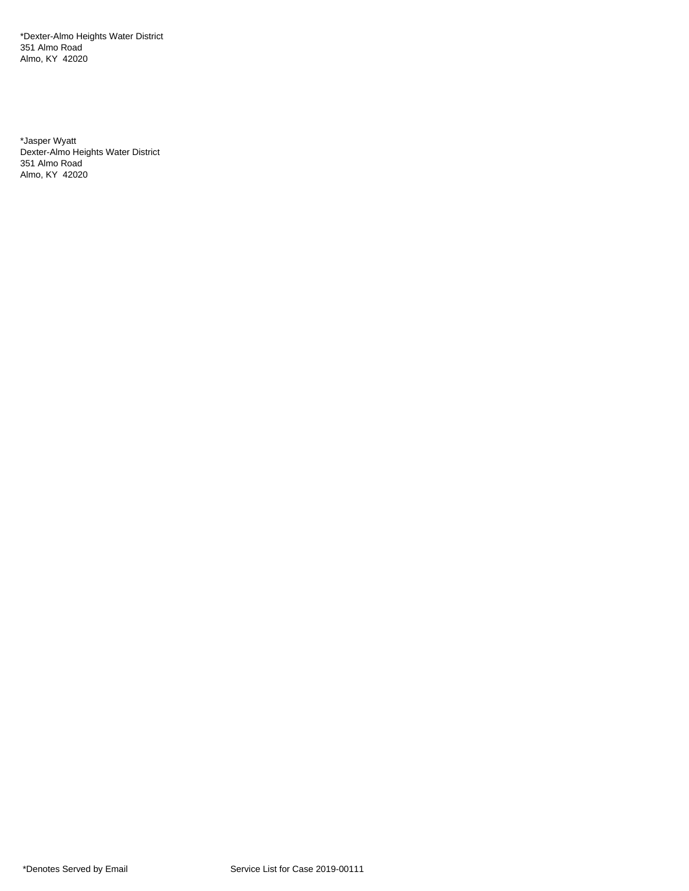*Dexter-Almo Heights Water District
351 Almo Road
Almo, KY 42020

*Jasper Wyatt
Dexter-Almo Heights Water District
351 Almo Road
Almo, KY 42020

*Denotes Served by Email

Service List for Case 2019-00111